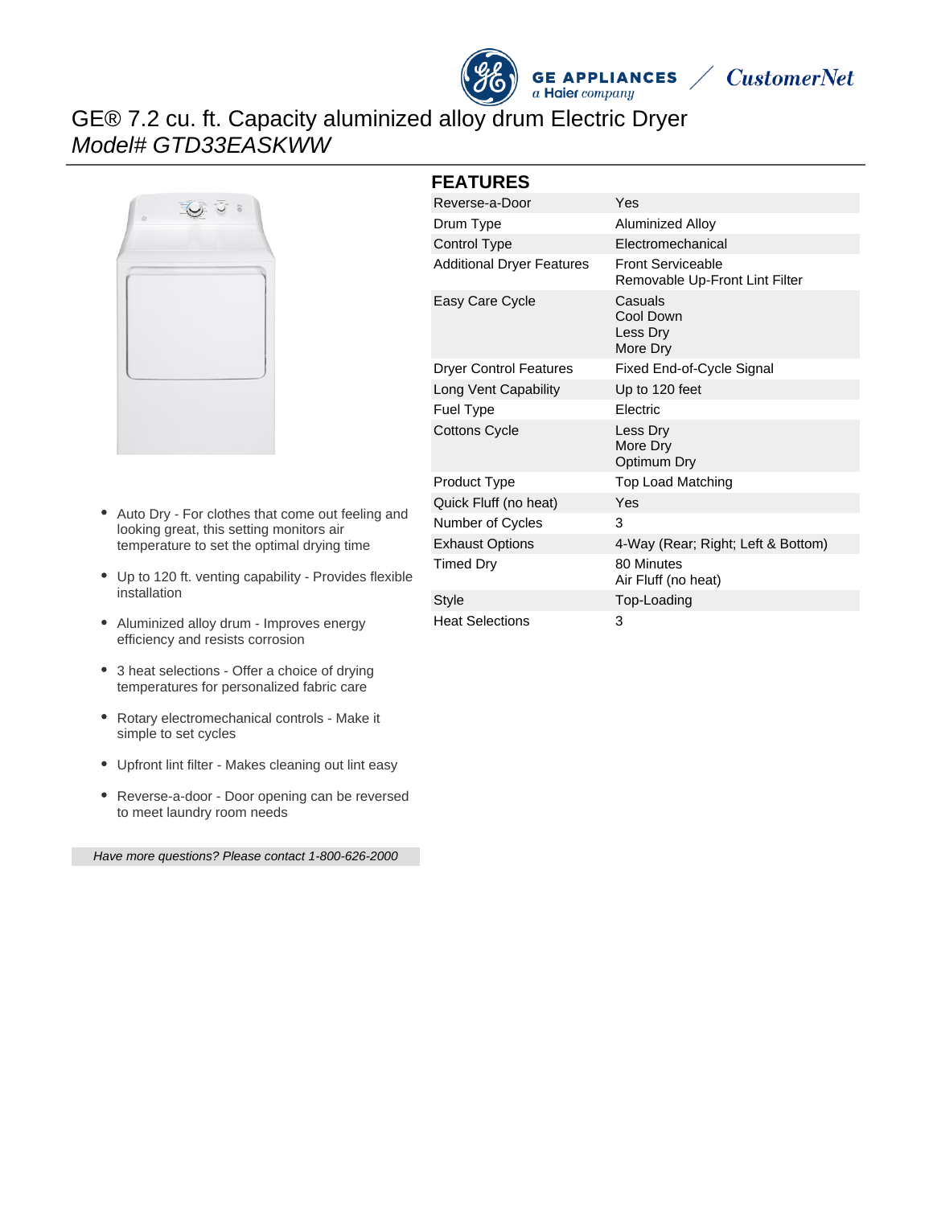# GE® 7.2 cu. ft. Capacity aluminized alloy drum Electric Dryer

*Model# GTD33EASKWW*

- Auto Dry - For clothes that come out feeling and looking great, this setting monitors air temperature to set the optimal drying time
- Up to 120 ft. venting capability - Provides flexible installation
- Aluminized alloy drum - Improves energy efficiency and resists corrosion
- 3 heat selections - Offer a choice of drying temperatures for personalized fabric care
- Rotary electromechanical controls - Make it simple to set cycles
- Upfront lint filter - Makes cleaning out lint easy
- Reverse-a-door - Door opening can be reversed to meet laundry room needs

*Have more questions? Please contact 1-800-626-2000*

## FEATURES

| Feature | Value |
|---|---|
| Reverse-a-Door | Yes |
| Drum Type | Aluminized Alloy |
| Control Type | Electromechanical |
| Additional Dryer Features | Front Serviceable<br>Removable Up-Front Lint Filter |
| Easy Care Cycle | Casuals<br>Cool Down<br>Less Dry<br>More Dry |
| Dryer Control Features | Fixed End-of-Cycle Signal |
| Long Vent Capability | Up to 120 feet |
| Fuel Type | Electric |
| Cottons Cycle | Less Dry<br>More Dry<br>Optimum Dry |
| Product Type | Top Load Matching |
| Quick Fluff (no heat) | Yes |
| Number of Cycles | 3 |
| Exhaust Options | 4-Way (Rear; Right; Left & Bottom) |
| Timed Dry | 80 Minutes<br>Air Fluff (no heat) |
| Style | Top-Loading |
| Heat Selections | 3 |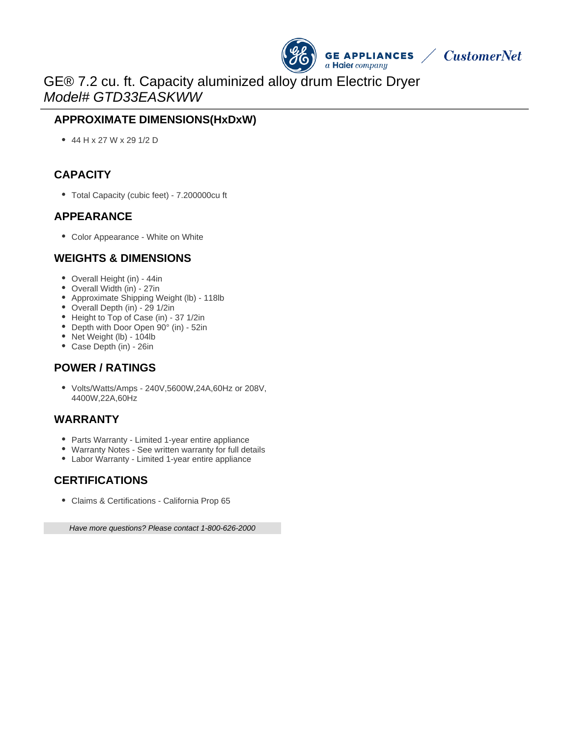# GE® 7.2 cu. ft. Capacity aluminized alloy drum Electric Dryer

*Model# GTD33EASKWW*

## APPROXIMATE DIMENSIONS(HxDxW)

- 44 H x 27 W x 29 1/2 D

## CAPACITY

- Total Capacity (cubic feet) - 7.200000cu ft

## APPEARANCE

- Color Appearance - White on White

## WEIGHTS & DIMENSIONS

- Overall Height (in) - 44in
- Overall Width (in) - 27in
- Approximate Shipping Weight (lb) - 118lb
- Overall Depth (in) - 29 1/2in
- Height to Top of Case (in) - 37 1/2in
- Depth with Door Open 90° (in) - 52in
- Net Weight (lb) - 104lb
- Case Depth (in) - 26in

## POWER / RATINGS

- Volts/Watts/Amps - 240V,5600W,24A,60Hz or 208V, 4400W,22A,60Hz

## WARRANTY

- Parts Warranty - Limited 1-year entire appliance
- Warranty Notes - See written warranty for full details
- Labor Warranty - Limited 1-year entire appliance

## CERTIFICATIONS

- Claims & Certifications - California Prop 65

*Have more questions? Please contact 1-800-626-2000*